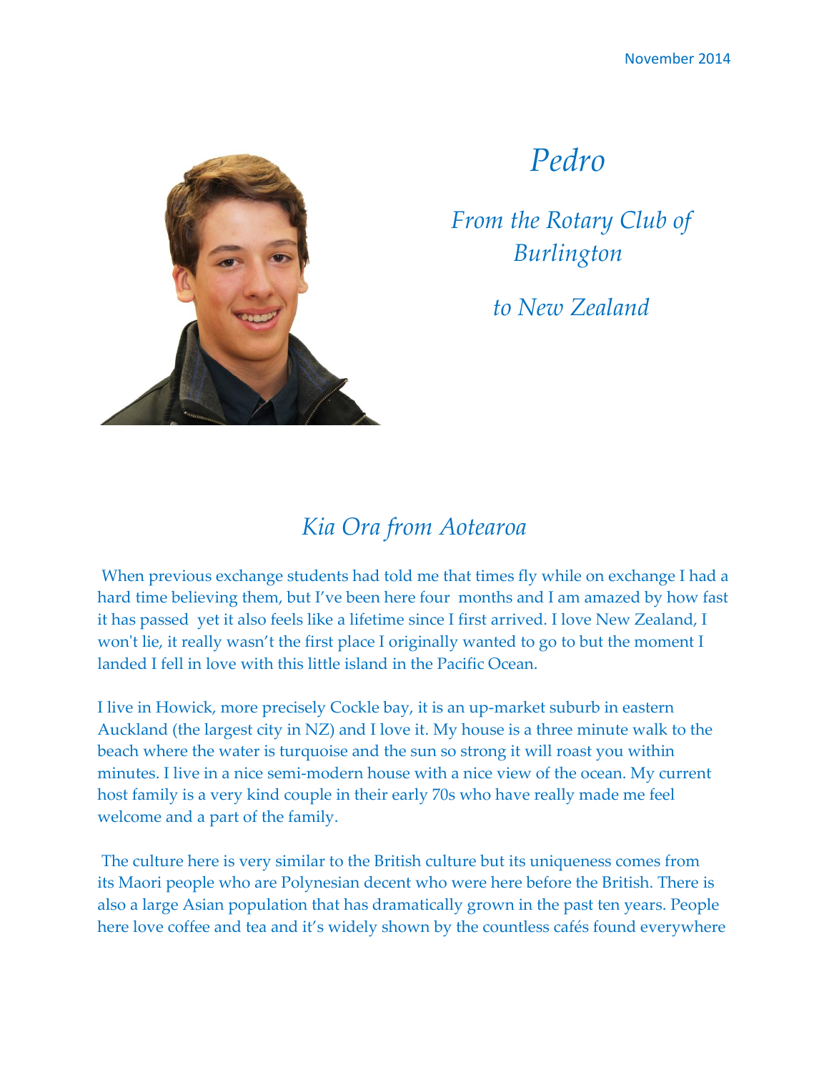November 2014

# *Pedro*

## *From the Rotary Club of Burlington*

## *to New Zealand*

## *Kia Ora from Aotearoa*

When previous exchange students had told me that times fly while on exchange I had a hard time believing them, but I've been here four months and I am amazed by how fast it has passed yet it also feels like a lifetime since I first arrived. I love New Zealand, I won't lie, it really wasn't the first place I originally wanted to go to but the moment I landed I fell in love with this little island in the Pacific Ocean.

I live in Howick, more precisely Cockle bay, it is an up-market suburb in eastern Auckland (the largest city in NZ) and I love it. My house is a three minute walk to the beach where the water is turquoise and the sun so strong it will roast you within minutes. I live in a nice semi-modern house with a nice view of the ocean. My current host family is a very kind couple in their early 70s who have really made me feel welcome and a part of the family.

The culture here is very similar to the British culture but its uniqueness comes from its Maori people who are Polynesian decent who were here before the British. There is also a large Asian population that has dramatically grown in the past ten years. People here love coffee and tea and it's widely shown by the countless cafés found everywhere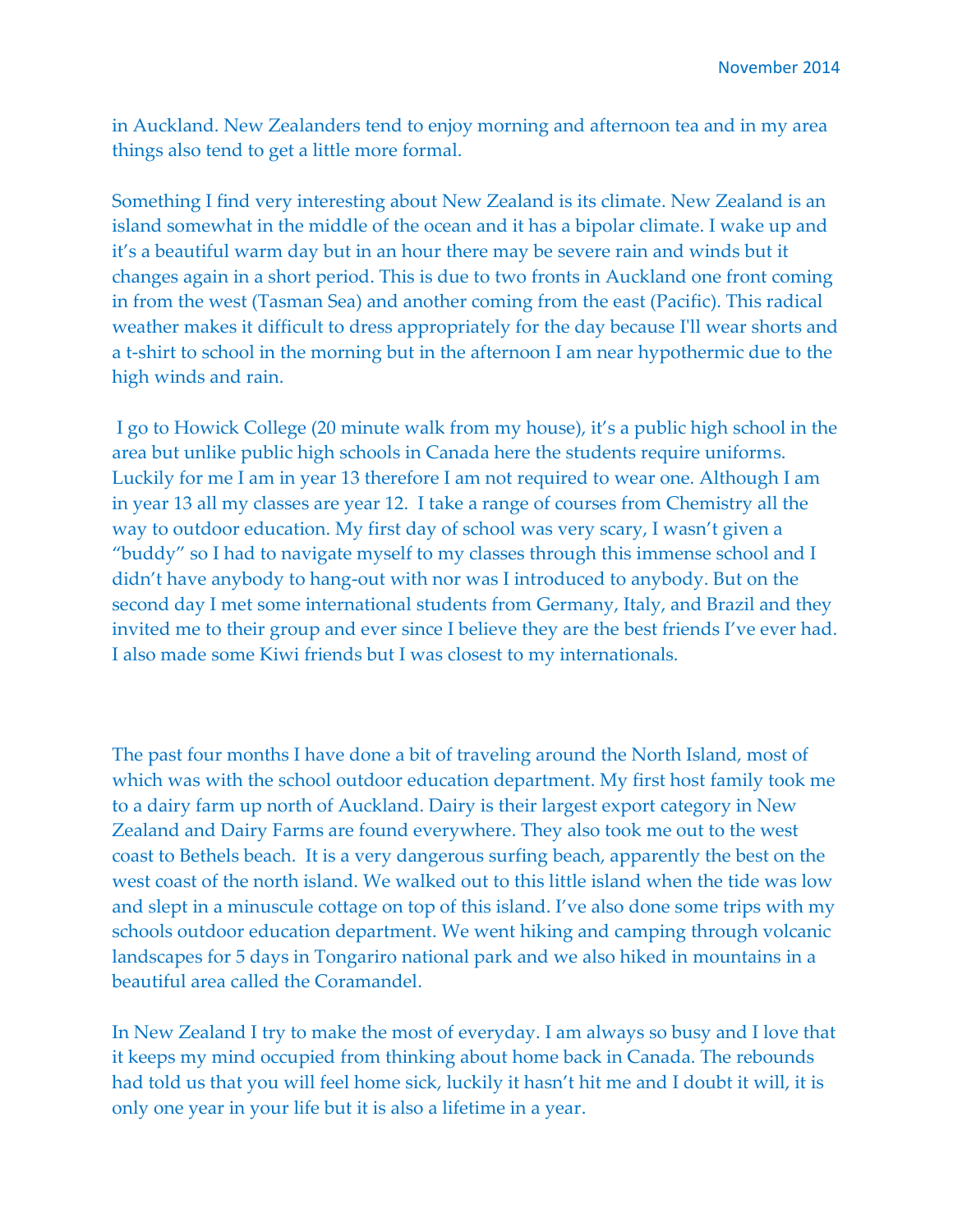in Auckland. New Zealanders tend to enjoy morning and afternoon tea and in my area things also tend to get a little more formal.

Something I find very interesting about New Zealand is its climate. New Zealand is an island somewhat in the middle of the ocean and it has a bipolar climate. I wake up and it's a beautiful warm day but in an hour there may be severe rain and winds but it changes again in a short period. This is due to two fronts in Auckland one front coming in from the west (Tasman Sea) and another coming from the east (Pacific). This radical weather makes it difficult to dress appropriately for the day because I'll wear shorts and a t-shirt to school in the morning but in the afternoon I am near hypothermic due to the high winds and rain.

I go to Howick College (20 minute walk from my house), it's a public high school in the area but unlike public high schools in Canada here the students require uniforms. Luckily for me I am in year 13 therefore I am not required to wear one. Although I am in year 13 all my classes are year 12. I take a range of courses from Chemistry all the way to outdoor education. My first day of school was very scary, I wasn't given a "buddy" so I had to navigate myself to my classes through this immense school and I didn't have anybody to hang-out with nor was I introduced to anybody. But on the second day I met some international students from Germany, Italy, and Brazil and they invited me to their group and ever since I believe they are the best friends I've ever had. I also made some Kiwi friends but I was closest to my internationals.

The past four months I have done a bit of traveling around the North Island, most of which was with the school outdoor education department. My first host family took me to a dairy farm up north of Auckland. Dairy is their largest export category in New Zealand and Dairy Farms are found everywhere. They also took me out to the west coast to Bethels beach. It is a very dangerous surfing beach, apparently the best on the west coast of the north island. We walked out to this little island when the tide was low and slept in a minuscule cottage on top of this island. I've also done some trips with my schools outdoor education department. We went hiking and camping through volcanic landscapes for 5 days in Tongariro national park and we also hiked in mountains in a beautiful area called the Coramandel.

In New Zealand I try to make the most of everyday. I am always so busy and I love that it keeps my mind occupied from thinking about home back in Canada. The rebounds had told us that you will feel home sick, luckily it hasn't hit me and I doubt it will, it is only one year in your life but it is also a lifetime in a year.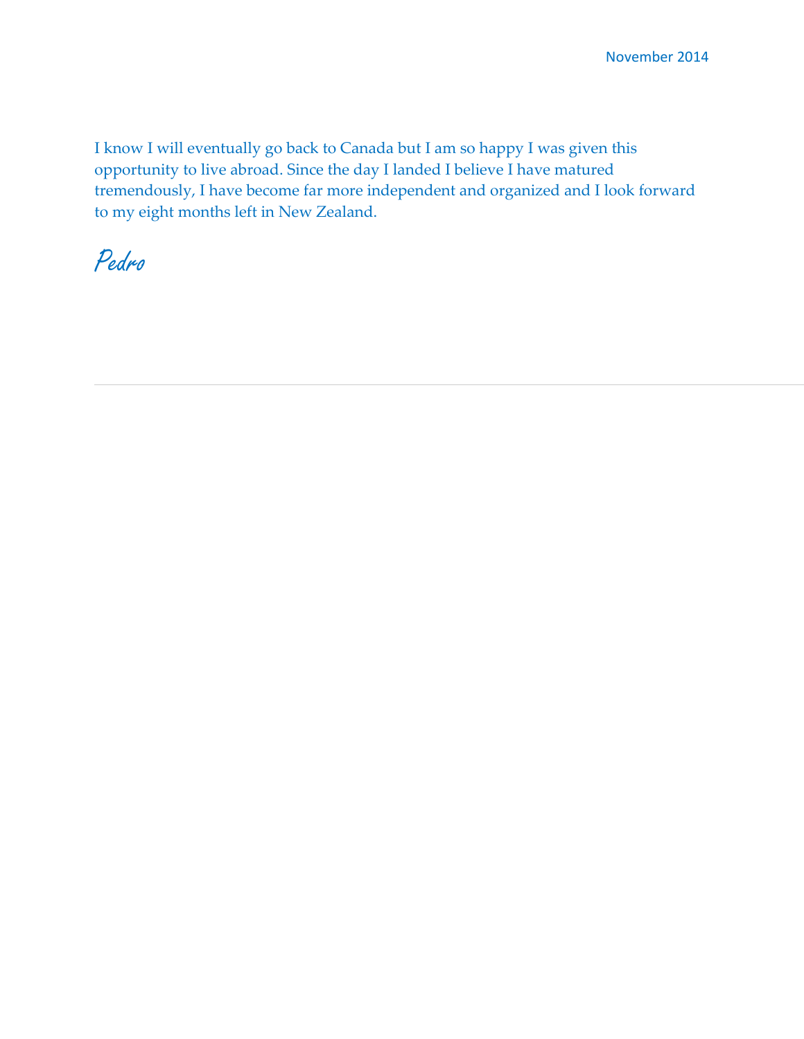November 2014

I know I will eventually go back to Canada but I am so happy I was given this opportunity to live abroad. Since the day I landed I believe I have matured tremendously, I have become far more independent and organized and I look forward to my eight months left in New Zealand.

*Pedro*

---